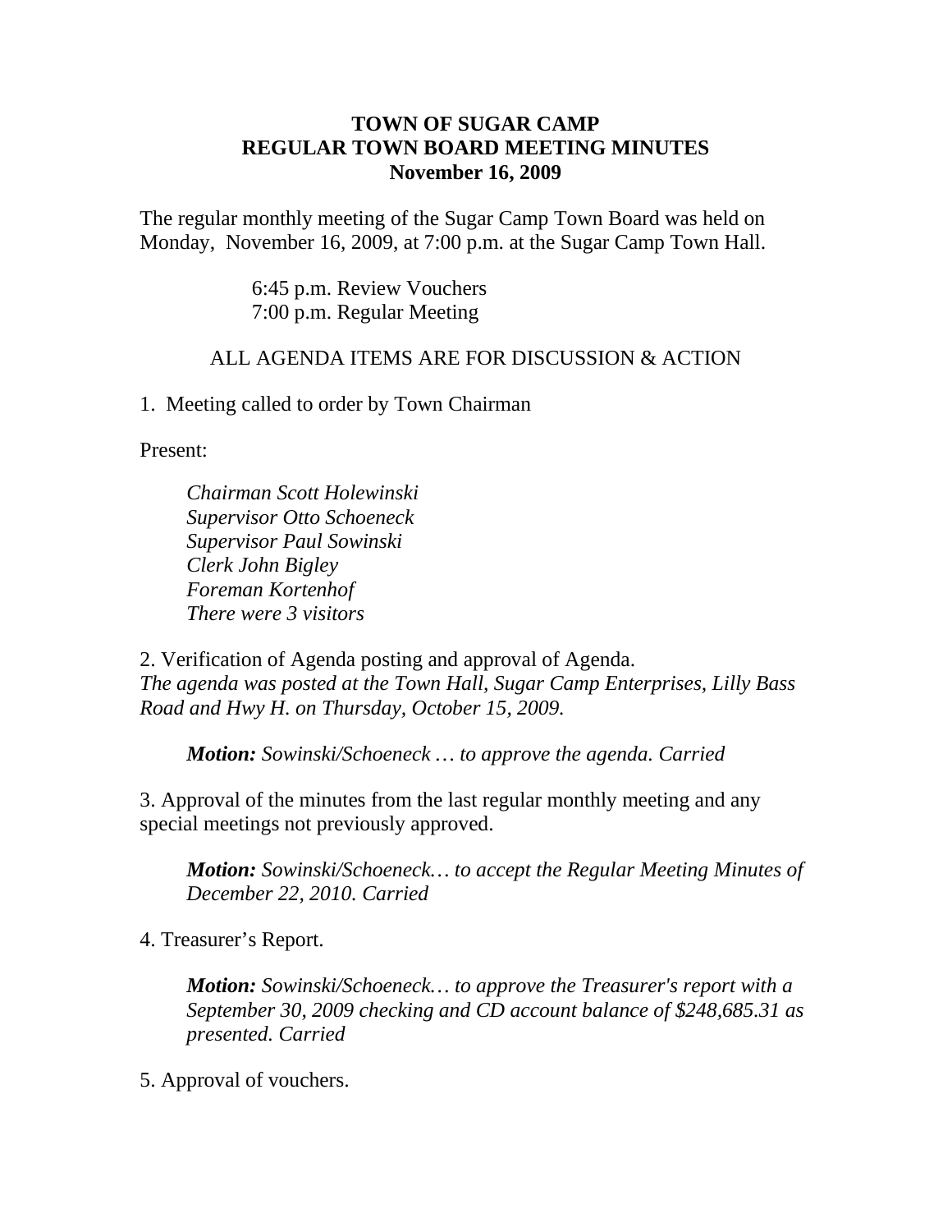**TOWN OF SUGAR CAMP**
**REGULAR TOWN BOARD MEETING MINUTES**
**November 16, 2009**

The regular monthly meeting of the Sugar Camp Town Board was held on Monday, November 16, 2009, at 7:00 p.m. at the Sugar Camp Town Hall.

6:45 p.m. Review Vouchers
7:00 p.m. Regular Meeting

ALL AGENDA ITEMS ARE FOR DISCUSSION & ACTION

1. Meeting called to order by Town Chairman

Present:

*Chairman Scott Holewinski*
*Supervisor Otto Schoeneck*
*Supervisor Paul Sowinski*
*Clerk John Bigley*
*Foreman Kortenhof*
*There were 3 visitors*

2. Verification of Agenda posting and approval of Agenda.
*The agenda was posted at the Town Hall, Sugar Camp Enterprises, Lilly Bass Road and Hwy H. on Thursday, October 15, 2009.*

> ***Motion:*** *Sowinski/Schoeneck … to approve the agenda. Carried*

3. Approval of the minutes from the last regular monthly meeting and any special meetings not previously approved.

> ***Motion:*** *Sowinski/Schoeneck… to accept the Regular Meeting Minutes of December 22, 2010. Carried*

4. Treasurer's Report.

> ***Motion:*** *Sowinski/Schoeneck… to approve the Treasurer's report with a September 30, 2009 checking and CD account balance of $248,685.31 as presented. Carried*

5. Approval of vouchers.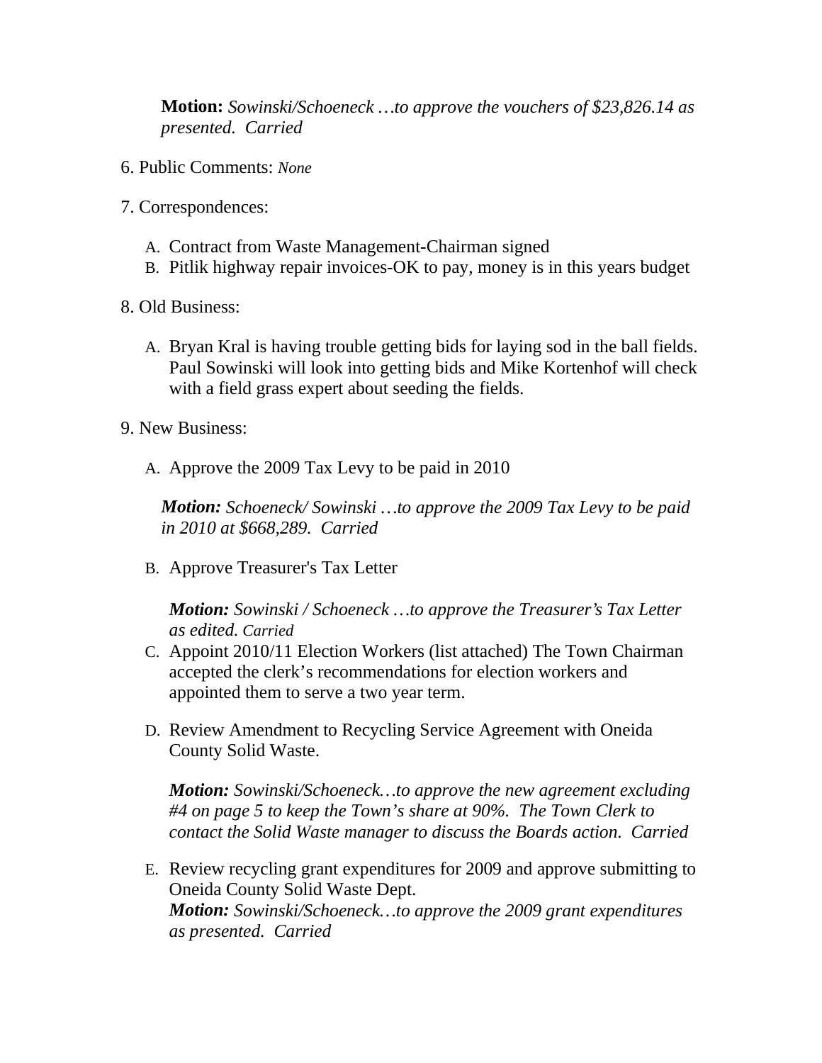**Motion:** *Sowinski/Schoeneck …to approve the vouchers of $23,826.14 as presented. Carried*

6. Public Comments: *None*

7. Correspondences:

   A. Contract from Waste Management-Chairman signed
   B. Pitlik highway repair invoices-OK to pay, money is in this years budget

8. Old Business:

   A. Bryan Kral is having trouble getting bids for laying sod in the ball fields. Paul Sowinski will look into getting bids and Mike Kortenhof will check with a field grass expert about seeding the fields.

9. New Business:

   A. Approve the 2009 Tax Levy to be paid in 2010

   ***Motion:*** *Schoeneck/ Sowinski …to approve the 2009 Tax Levy to be paid in 2010 at $668,289. Carried*

   B. Approve Treasurer's Tax Letter

   ***Motion:*** *Sowinski / Schoeneck …to approve the Treasurer's Tax Letter as edited. Carried*

   C. Appoint 2010/11 Election Workers (list attached) The Town Chairman accepted the clerk's recommendations for election workers and appointed them to serve a two year term.

   D. Review Amendment to Recycling Service Agreement with Oneida County Solid Waste.

   ***Motion:*** *Sowinski/Schoeneck…to approve the new agreement excluding #4 on page 5 to keep the Town's share at 90%. The Town Clerk to contact the Solid Waste manager to discuss the Boards action. Carried*

   E. Review recycling grant expenditures for 2009 and approve submitting to Oneida County Solid Waste Dept.
   ***Motion:*** *Sowinski/Schoeneck…to approve the 2009 grant expenditures as presented. Carried*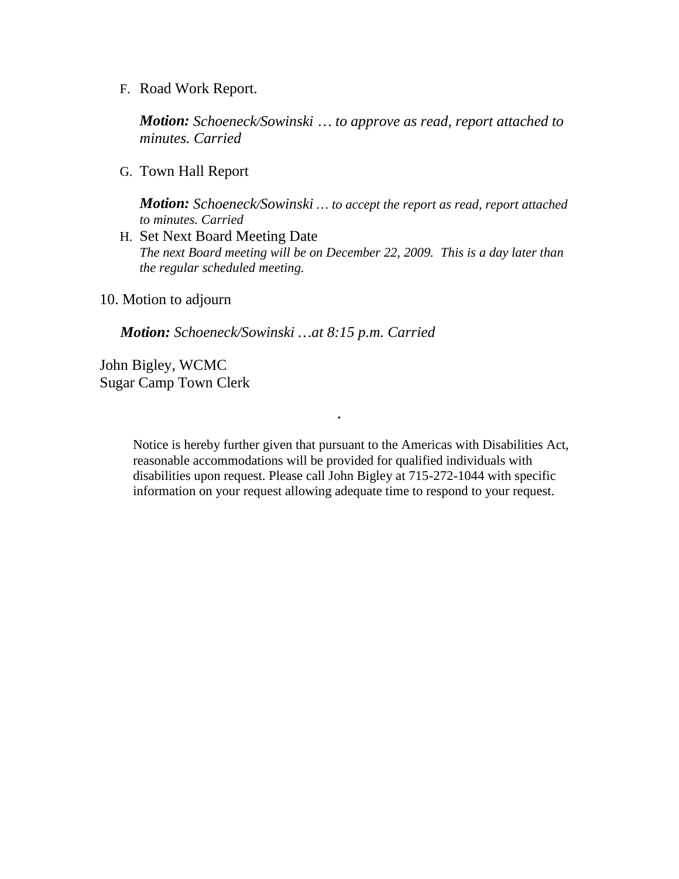F. Road Work Report.

***Motion:*** *Schoeneck/Sowinski … to approve as read, report attached to minutes. Carried*

G. Town Hall Report

***Motion:*** *Schoeneck/Sowinski … to accept the report as read, report attached to minutes. Carried*

H. Set Next Board Meeting Date

*The next Board meeting will be on December 22, 2009. This is a day later than the regular scheduled meeting.*

10. Motion to adjourn

***Motion:*** *Schoeneck/Sowinski …at 8:15 p.m. Carried*

John Bigley, WCMC
Sugar Camp Town Clerk

.

Notice is hereby further given that pursuant to the Americas with Disabilities Act, reasonable accommodations will be provided for qualified individuals with disabilities upon request. Please call John Bigley at 715-272-1044 with specific information on your request allowing adequate time to respond to your request.